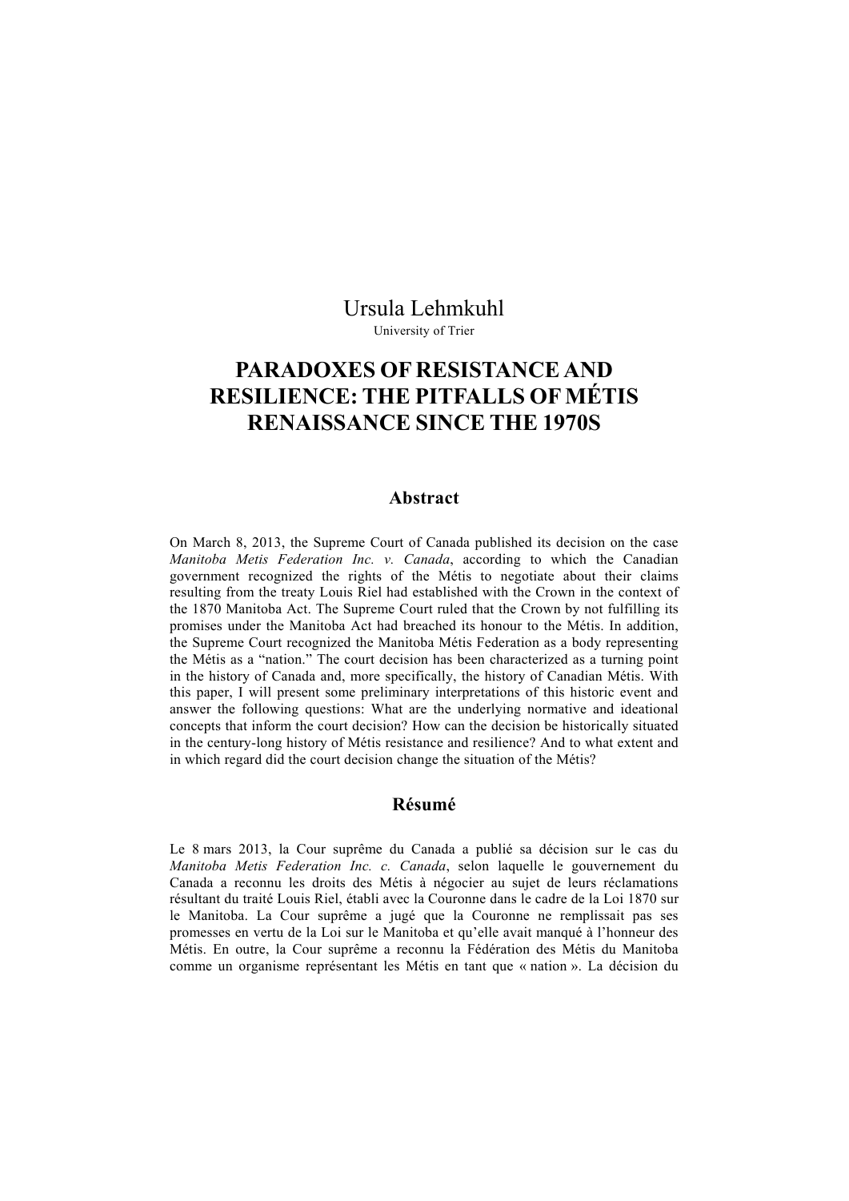Ursula Lehmkuhl

University of Trier

# PARADOXES OF RESISTANCE AND RESILIENCE: THE PITFALLS OF MÉTIS RENAISSANCE SINCE THE 1970S

## Abstract

On March 8, 2013, the Supreme Court of Canada published its decision on the case *Manitoba Metis Federation Inc. v. Canada*, according to which the Canadian government recognized the rights of the Métis to negotiate about their claims resulting from the treaty Louis Riel had established with the Crown in the context of the 1870 Manitoba Act. The Supreme Court ruled that the Crown by not fulfilling its promises under the Manitoba Act had breached its honour to the Métis. In addition, the Supreme Court recognized the Manitoba Métis Federation as a body representing the Métis as a "nation." The court decision has been characterized as a turning point in the history of Canada and, more specifically, the history of Canadian Métis. With this paper, I will present some preliminary interpretations of this historic event and answer the following questions: What are the underlying normative and ideational concepts that inform the court decision? How can the decision be historically situated in the century-long history of Métis resistance and resilience? And to what extent and in which regard did the court decision change the situation of the Métis?

## Résumé

Le 8 mars 2013, la Cour suprême du Canada a publié sa décision sur le cas du *Manitoba Metis Federation Inc. c. Canada*, selon laquelle le gouvernement du Canada a reconnu les droits des Métis à négocier au sujet de leurs réclamations résultant du traité Louis Riel, établi avec la Couronne dans le cadre de la Loi 1870 sur le Manitoba. La Cour suprême a jugé que la Couronne ne remplissait pas ses promesses en vertu de la Loi sur le Manitoba et qu'elle avait manqué à l'honneur des Métis. En outre, la Cour suprême a reconnu la Fédération des Métis du Manitoba comme un organisme représentant les Métis en tant que « nation ». La décision du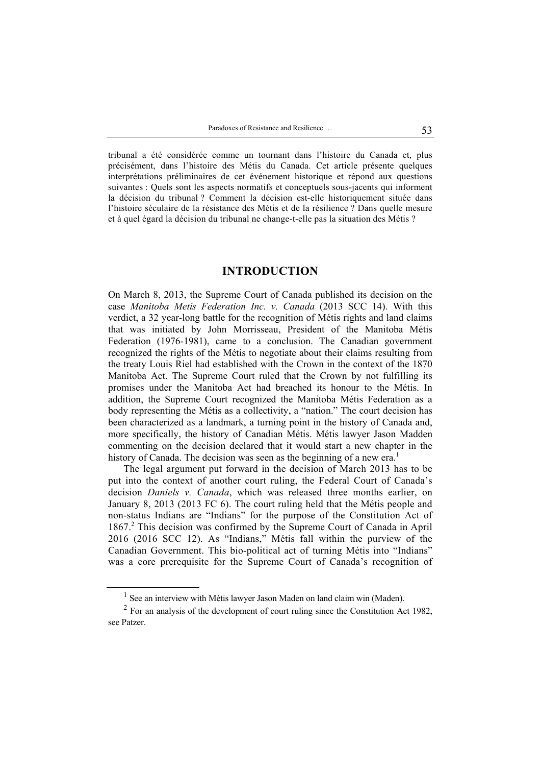tribunal a été considérée comme un tournant dans l'histoire du Canada et, plus précisément, dans l'histoire des Métis du Canada. Cet article présente quelques interprétations préliminaires de cet événement historique et répond aux questions suivantes : Quels sont les aspects normatifs et conceptuels sous-jacents qui informent la décision du tribunal ? Comment la décision est-elle historiquement située dans l'histoire séculaire de la résistance des Métis et de la résilience ? Dans quelle mesure et à quel égard la décision du tribunal ne change-t-elle pas la situation des Métis ?

## INTRODUCTION

On March 8, 2013, the Supreme Court of Canada published its decision on the case *Manitoba Metis Federation Inc. v. Canada* (2013 SCC 14). With this verdict, a 32 year-long battle for the recognition of Métis rights and land claims that was initiated by John Morrisseau, President of the Manitoba Métis Federation (1976-1981), came to a conclusion. The Canadian government recognized the rights of the Métis to negotiate about their claims resulting from the treaty Louis Riel had established with the Crown in the context of the 1870 Manitoba Act. The Supreme Court ruled that the Crown by not fulfilling its promises under the Manitoba Act had breached its honour to the Métis. In addition, the Supreme Court recognized the Manitoba Métis Federation as a body representing the Métis as a collectivity, a "nation." The court decision has been characterized as a landmark, a turning point in the history of Canada and, more specifically, the history of Canadian Métis. Métis lawyer Jason Madden commenting on the decision declared that it would start a new chapter in the history of Canada. The decision was seen as the beginning of a new era.[1]

The legal argument put forward in the decision of March 2013 has to be put into the context of another court ruling, the Federal Court of Canada's decision *Daniels v. Canada*, which was released three months earlier, on January 8, 2013 (2013 FC 6). The court ruling held that the Métis people and non-status Indians are "Indians" for the purpose of the Constitution Act of 1867.[2] This decision was confirmed by the Supreme Court of Canada in April 2016 (2016 SCC 12). As "Indians," Métis fall within the purview of the Canadian Government. This bio-political act of turning Métis into "Indians" was a core prerequisite for the Supreme Court of Canada's recognition of

[1] See an interview with Métis lawyer Jason Maden on land claim win (Maden).

[2] For an analysis of the development of court ruling since the Constitution Act 1982, see Patzer.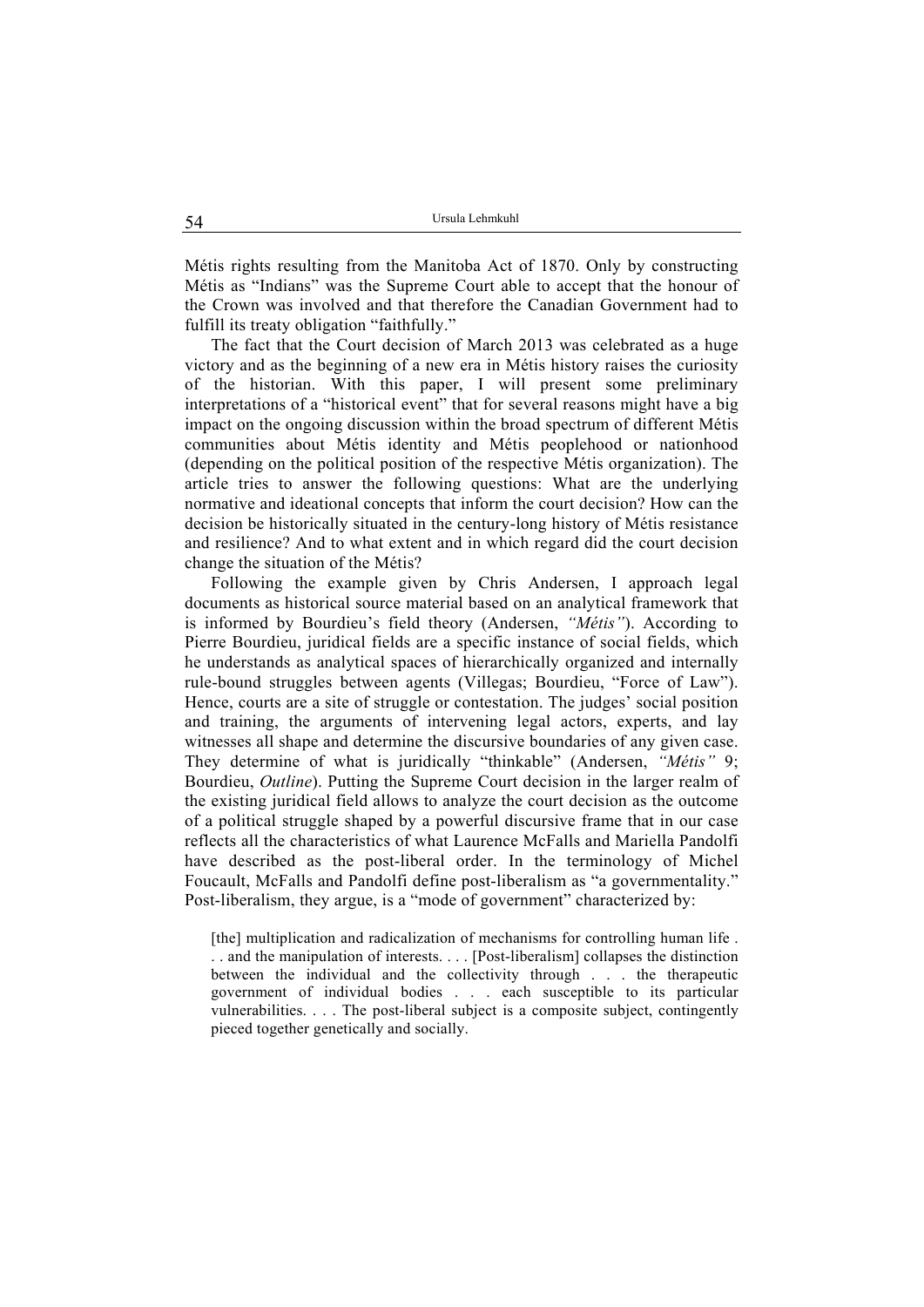Métis rights resulting from the Manitoba Act of 1870. Only by constructing Métis as "Indians" was the Supreme Court able to accept that the honour of the Crown was involved and that therefore the Canadian Government had to fulfill its treaty obligation "faithfully."

The fact that the Court decision of March 2013 was celebrated as a huge victory and as the beginning of a new era in Métis history raises the curiosity of the historian. With this paper, I will present some preliminary interpretations of a "historical event" that for several reasons might have a big impact on the ongoing discussion within the broad spectrum of different Métis communities about Métis identity and Métis peoplehood or nationhood (depending on the political position of the respective Métis organization). The article tries to answer the following questions: What are the underlying normative and ideational concepts that inform the court decision? How can the decision be historically situated in the century-long history of Métis resistance and resilience? And to what extent and in which regard did the court decision change the situation of the Métis?

Following the example given by Chris Andersen, I approach legal documents as historical source material based on an analytical framework that is informed by Bourdieu's field theory (Andersen, *"Métis"*). According to Pierre Bourdieu, juridical fields are a specific instance of social fields, which he understands as analytical spaces of hierarchically organized and internally rule-bound struggles between agents (Villegas; Bourdieu, "Force of Law"). Hence, courts are a site of struggle or contestation. The judges' social position and training, the arguments of intervening legal actors, experts, and lay witnesses all shape and determine the discursive boundaries of any given case. They determine of what is juridically "thinkable" (Andersen, *"Métis"* 9; Bourdieu, *Outline*). Putting the Supreme Court decision in the larger realm of the existing juridical field allows to analyze the court decision as the outcome of a political struggle shaped by a powerful discursive frame that in our case reflects all the characteristics of what Laurence McFalls and Mariella Pandolfi have described as the post-liberal order. In the terminology of Michel Foucault, McFalls and Pandolfi define post-liberalism as "a governmentality." Post-liberalism, they argue, is a "mode of government" characterized by:

> [the] multiplication and radicalization of mechanisms for controlling human life . . . and the manipulation of interests. . . . [Post-liberalism] collapses the distinction between the individual and the collectivity through . . . the therapeutic government of individual bodies . . . each susceptible to its particular vulnerabilities. . . . The post-liberal subject is a composite subject, contingently pieced together genetically and socially.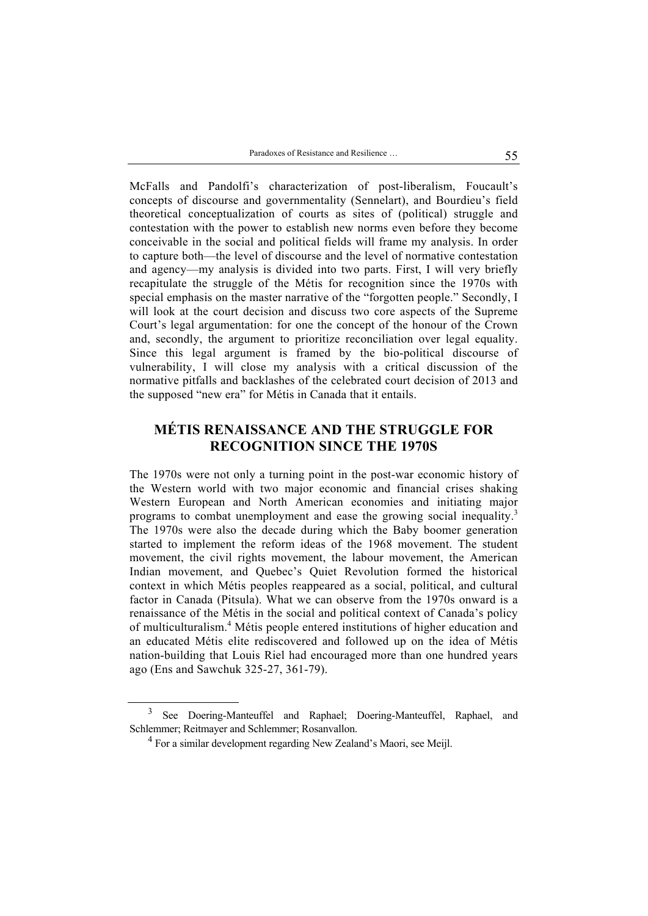McFalls and Pandolfi's characterization of post-liberalism, Foucault's concepts of discourse and governmentality (Sennelart), and Bourdieu's field theoretical conceptualization of courts as sites of (political) struggle and contestation with the power to establish new norms even before they become conceivable in the social and political fields will frame my analysis. In order to capture both—the level of discourse and the level of normative contestation and agency—my analysis is divided into two parts. First, I will very briefly recapitulate the struggle of the Métis for recognition since the 1970s with special emphasis on the master narrative of the "forgotten people." Secondly, I will look at the court decision and discuss two core aspects of the Supreme Court's legal argumentation: for one the concept of the honour of the Crown and, secondly, the argument to prioritize reconciliation over legal equality. Since this legal argument is framed by the bio-political discourse of vulnerability, I will close my analysis with a critical discussion of the normative pitfalls and backlashes of the celebrated court decision of 2013 and the supposed "new era" for Métis in Canada that it entails.

## MÉTIS RENAISSANCE AND THE STRUGGLE FOR RECOGNITION SINCE THE 1970S

The 1970s were not only a turning point in the post-war economic history of the Western world with two major economic and financial crises shaking Western European and North American economies and initiating major programs to combat unemployment and ease the growing social inequality.[3] The 1970s were also the decade during which the Baby boomer generation started to implement the reform ideas of the 1968 movement. The student movement, the civil rights movement, the labour movement, the American Indian movement, and Quebec's Quiet Revolution formed the historical context in which Métis peoples reappeared as a social, political, and cultural factor in Canada (Pitsula). What we can observe from the 1970s onward is a renaissance of the Métis in the social and political context of Canada's policy of multiculturalism.[4] Métis people entered institutions of higher education and an educated Métis elite rediscovered and followed up on the idea of Métis nation-building that Louis Riel had encouraged more than one hundred years ago (Ens and Sawchuk 325-27, 361-79).

---

[3] See Doering-Manteuffel and Raphael; Doering-Manteuffel, Raphael, and Schlemmer; Reitmayer and Schlemmer; Rosanvallon.

[4] For a similar development regarding New Zealand's Maori, see Meijl.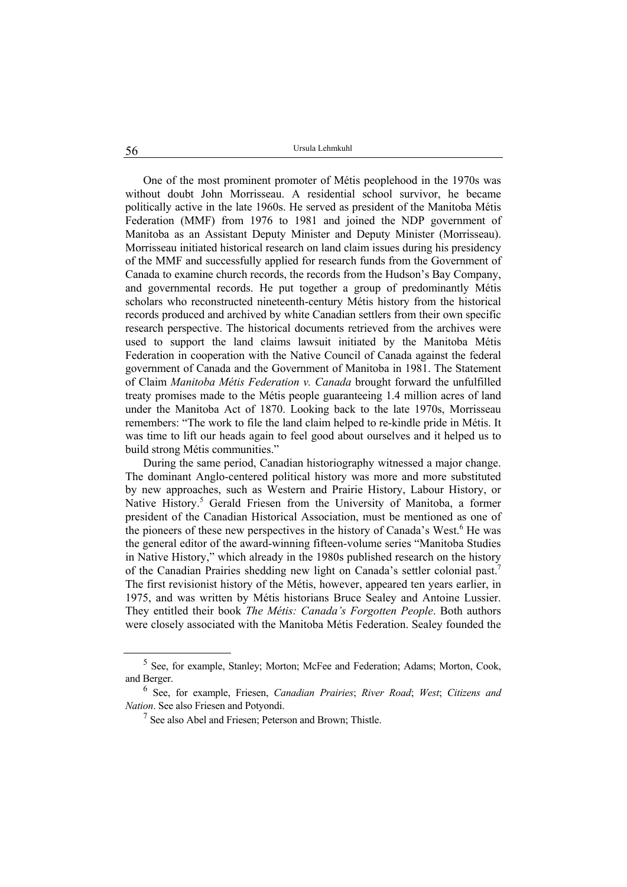One of the most prominent promoter of Métis peoplehood in the 1970s was without doubt John Morrisseau. A residential school survivor, he became politically active in the late 1960s. He served as president of the Manitoba Métis Federation (MMF) from 1976 to 1981 and joined the NDP government of Manitoba as an Assistant Deputy Minister and Deputy Minister (Morrisseau). Morrisseau initiated historical research on land claim issues during his presidency of the MMF and successfully applied for research funds from the Government of Canada to examine church records, the records from the Hudson's Bay Company, and governmental records. He put together a group of predominantly Métis scholars who reconstructed nineteenth-century Métis history from the historical records produced and archived by white Canadian settlers from their own specific research perspective. The historical documents retrieved from the archives were used to support the land claims lawsuit initiated by the Manitoba Métis Federation in cooperation with the Native Council of Canada against the federal government of Canada and the Government of Manitoba in 1981. The Statement of Claim *Manitoba Métis Federation v. Canada* brought forward the unfulfilled treaty promises made to the Métis people guaranteeing 1.4 million acres of land under the Manitoba Act of 1870. Looking back to the late 1970s, Morrisseau remembers: "The work to file the land claim helped to re-kindle pride in Métis. It was time to lift our heads again to feel good about ourselves and it helped us to build strong Métis communities."

During the same period, Canadian historiography witnessed a major change. The dominant Anglo-centered political history was more and more substituted by new approaches, such as Western and Prairie History, Labour History, or Native History.[5] Gerald Friesen from the University of Manitoba, a former president of the Canadian Historical Association, must be mentioned as one of the pioneers of these new perspectives in the history of Canada's West.[6] He was the general editor of the award-winning fifteen-volume series "Manitoba Studies in Native History," which already in the 1980s published research on the history of the Canadian Prairies shedding new light on Canada's settler colonial past.[7] The first revisionist history of the Métis, however, appeared ten years earlier, in 1975, and was written by Métis historians Bruce Sealey and Antoine Lussier. They entitled their book *The Métis: Canada's Forgotten People*. Both authors were closely associated with the Manitoba Métis Federation. Sealey founded the

---

[5] See, for example, Stanley; Morton; McFee and Federation; Adams; Morton, Cook, and Berger.

[6] See, for example, Friesen, *Canadian Prairies*; *River Road*; *West*; *Citizens and Nation*. See also Friesen and Potyondi.

[7] See also Abel and Friesen; Peterson and Brown; Thistle.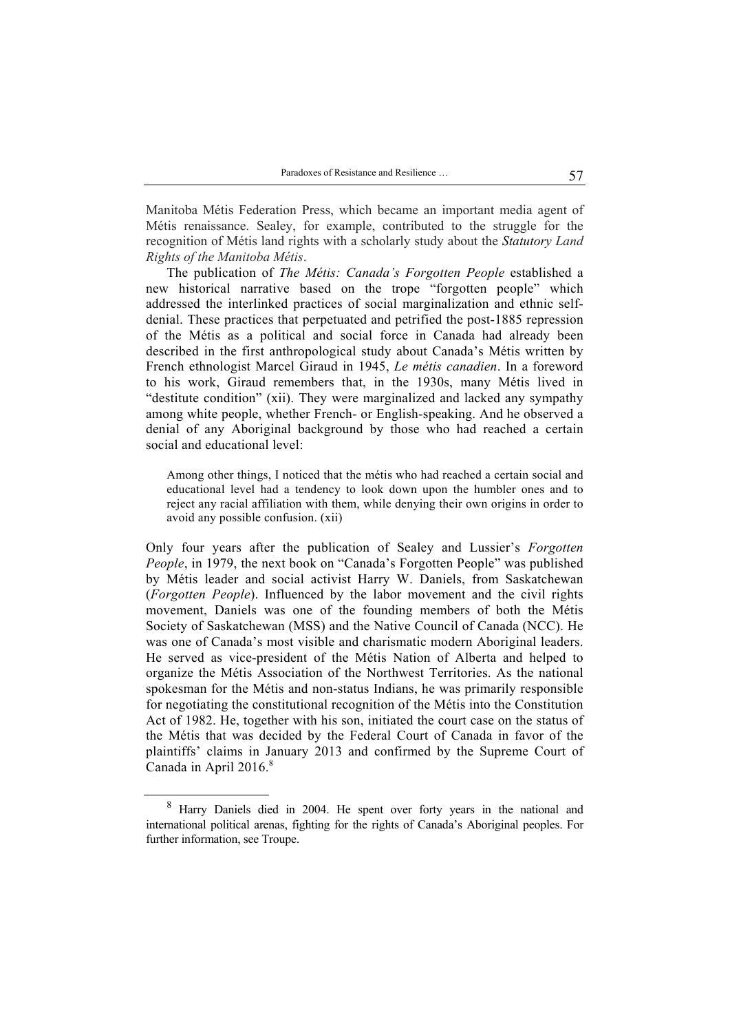Manitoba Métis Federation Press, which became an important media agent of Métis renaissance. Sealey, for example, contributed to the struggle for the recognition of Métis land rights with a scholarly study about the ***Statutory Land Rights of the Manitoba Métis***.

The publication of *The Métis: Canada's Forgotten People* established a new historical narrative based on the trope "forgotten people" which addressed the interlinked practices of social marginalization and ethnic self-denial. These practices that perpetuated and petrified the post-1885 repression of the Métis as a political and social force in Canada had already been described in the first anthropological study about Canada's Métis written by French ethnologist Marcel Giraud in 1945, *Le métis canadien*. In a foreword to his work, Giraud remembers that, in the 1930s, many Métis lived in "destitute condition" (xii). They were marginalized and lacked any sympathy among white people, whether French- or English-speaking. And he observed a denial of any Aboriginal background by those who had reached a certain social and educational level:

> Among other things, I noticed that the métis who had reached a certain social and educational level had a tendency to look down upon the humbler ones and to reject any racial affiliation with them, while denying their own origins in order to avoid any possible confusion. (xii)

Only four years after the publication of Sealey and Lussier's *Forgotten People*, in 1979, the next book on "Canada's Forgotten People" was published by Métis leader and social activist Harry W. Daniels, from Saskatchewan (*Forgotten People*). Influenced by the labor movement and the civil rights movement, Daniels was one of the founding members of both the Métis Society of Saskatchewan (MSS) and the Native Council of Canada (NCC). He was one of Canada's most visible and charismatic modern Aboriginal leaders. He served as vice-president of the Métis Nation of Alberta and helped to organize the Métis Association of the Northwest Territories. As the national spokesman for the Métis and non-status Indians, he was primarily responsible for negotiating the constitutional recognition of the Métis into the Constitution Act of 1982. He, together with his son, initiated the court case on the status of the Métis that was decided by the Federal Court of Canada in favor of the plaintiffs' claims in January 2013 and confirmed by the Supreme Court of Canada in April 2016.[8]

[8] Harry Daniels died in 2004. He spent over forty years in the national and international political arenas, fighting for the rights of Canada's Aboriginal peoples. For further information, see Troupe.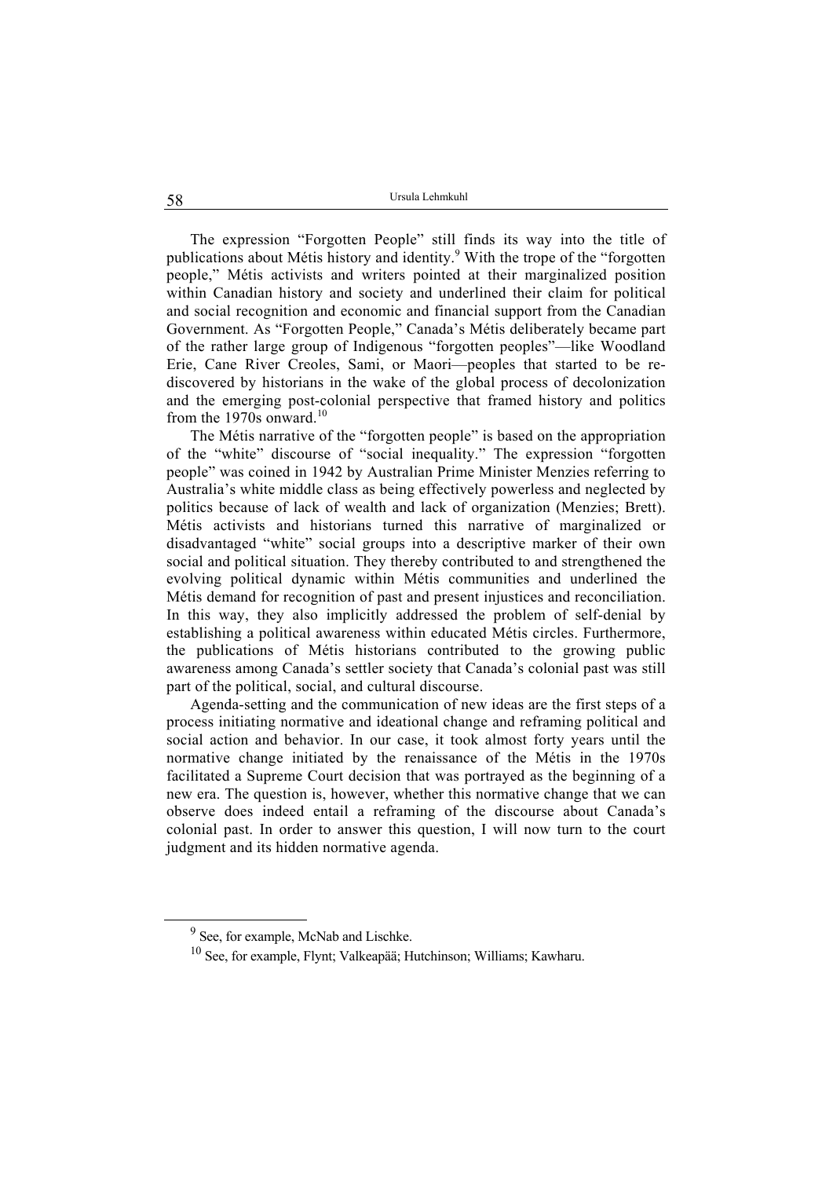The expression "Forgotten People" still finds its way into the title of publications about Métis history and identity.[9] With the trope of the "forgotten people," Métis activists and writers pointed at their marginalized position within Canadian history and society and underlined their claim for political and social recognition and economic and financial support from the Canadian Government. As "Forgotten People," Canada's Métis deliberately became part of the rather large group of Indigenous "forgotten peoples"—like Woodland Erie, Cane River Creoles, Sami, or Maori—peoples that started to be re-discovered by historians in the wake of the global process of decolonization and the emerging post-colonial perspective that framed history and politics from the 1970s onward.[10]

The Métis narrative of the "forgotten people" is based on the appropriation of the "white" discourse of "social inequality." The expression "forgotten people" was coined in 1942 by Australian Prime Minister Menzies referring to Australia's white middle class as being effectively powerless and neglected by politics because of lack of wealth and lack of organization (Menzies; Brett). Métis activists and historians turned this narrative of marginalized or disadvantaged "white" social groups into a descriptive marker of their own social and political situation. They thereby contributed to and strengthened the evolving political dynamic within Métis communities and underlined the Métis demand for recognition of past and present injustices and reconciliation. In this way, they also implicitly addressed the problem of self-denial by establishing a political awareness within educated Métis circles. Furthermore, the publications of Métis historians contributed to the growing public awareness among Canada's settler society that Canada's colonial past was still part of the political, social, and cultural discourse.

Agenda-setting and the communication of new ideas are the first steps of a process initiating normative and ideational change and reframing political and social action and behavior. In our case, it took almost forty years until the normative change initiated by the renaissance of the Métis in the 1970s facilitated a Supreme Court decision that was portrayed as the beginning of a new era. The question is, however, whether this normative change that we can observe does indeed entail a reframing of the discourse about Canada's colonial past. In order to answer this question, I will now turn to the court judgment and its hidden normative agenda.

---

[9] See, for example, McNab and Lischke.

[10] See, for example, Flynt; Valkeapää; Hutchinson; Williams; Kawharu.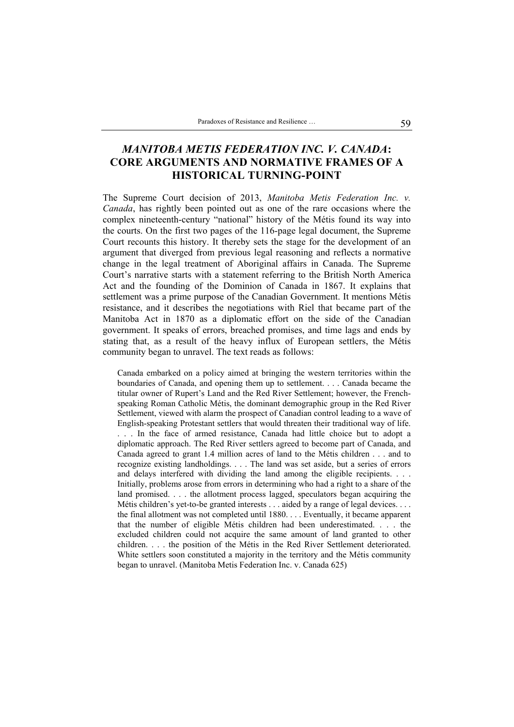## *MANITOBA METIS FEDERATION INC. V. CANADA*: CORE ARGUMENTS AND NORMATIVE FRAMES OF A HISTORICAL TURNING-POINT

The Supreme Court decision of 2013, *Manitoba Metis Federation Inc. v. Canada*, has rightly been pointed out as one of the rare occasions where the complex nineteenth-century "national" history of the Métis found its way into the courts. On the first two pages of the 116-page legal document, the Supreme Court recounts this history. It thereby sets the stage for the development of an argument that diverged from previous legal reasoning and reflects a normative change in the legal treatment of Aboriginal affairs in Canada. The Supreme Court's narrative starts with a statement referring to the British North America Act and the founding of the Dominion of Canada in 1867. It explains that settlement was a prime purpose of the Canadian Government. It mentions Métis resistance, and it describes the negotiations with Riel that became part of the Manitoba Act in 1870 as a diplomatic effort on the side of the Canadian government. It speaks of errors, breached promises, and time lags and ends by stating that, as a result of the heavy influx of European settlers, the Métis community began to unravel. The text reads as follows:

> Canada embarked on a policy aimed at bringing the western territories within the boundaries of Canada, and opening them up to settlement. . . . Canada became the titular owner of Rupert's Land and the Red River Settlement; however, the French-speaking Roman Catholic Métis, the dominant demographic group in the Red River Settlement, viewed with alarm the prospect of Canadian control leading to a wave of English-speaking Protestant settlers that would threaten their traditional way of life. . . . In the face of armed resistance, Canada had little choice but to adopt a diplomatic approach. The Red River settlers agreed to become part of Canada, and Canada agreed to grant 1.4 million acres of land to the Métis children . . . and to recognize existing landholdings. . . . The land was set aside, but a series of errors and delays interfered with dividing the land among the eligible recipients. . . . Initially, problems arose from errors in determining who had a right to a share of the land promised. . . . the allotment process lagged, speculators began acquiring the Métis children's yet-to-be granted interests . . . aided by a range of legal devices. . . . the final allotment was not completed until 1880. . . . Eventually, it became apparent that the number of eligible Métis children had been underestimated. . . . the excluded children could not acquire the same amount of land granted to other children. . . . the position of the Métis in the Red River Settlement deteriorated. White settlers soon constituted a majority in the territory and the Métis community began to unravel. (Manitoba Metis Federation Inc. v. Canada 625)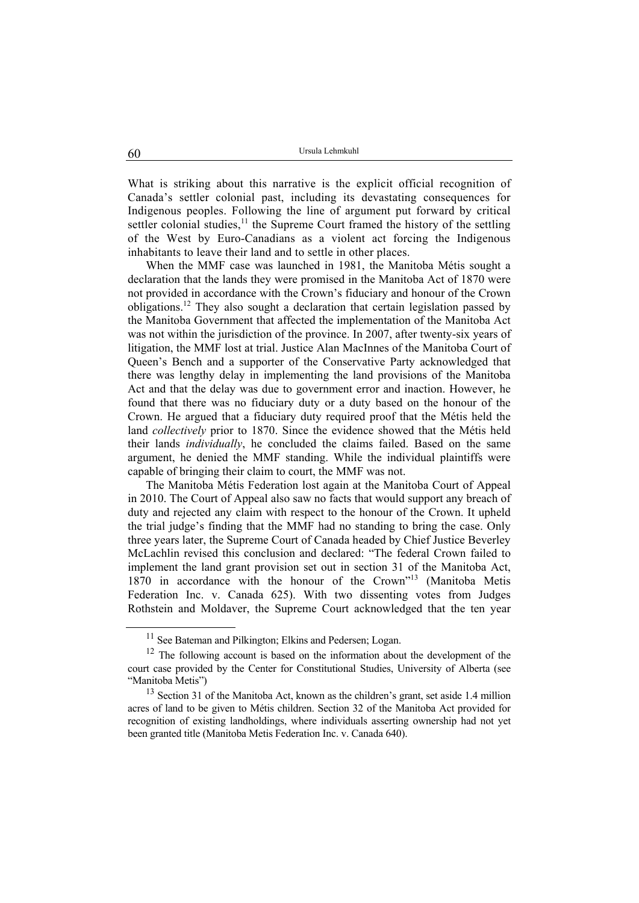What is striking about this narrative is the explicit official recognition of Canada's settler colonial past, including its devastating consequences for Indigenous peoples. Following the line of argument put forward by critical settler colonial studies,[11] the Supreme Court framed the history of the settling of the West by Euro-Canadians as a violent act forcing the Indigenous inhabitants to leave their land and to settle in other places.

When the MMF case was launched in 1981, the Manitoba Métis sought a declaration that the lands they were promised in the Manitoba Act of 1870 were not provided in accordance with the Crown's fiduciary and honour of the Crown obligations.[12] They also sought a declaration that certain legislation passed by the Manitoba Government that affected the implementation of the Manitoba Act was not within the jurisdiction of the province. In 2007, after twenty-six years of litigation, the MMF lost at trial. Justice Alan MacInnes of the Manitoba Court of Queen's Bench and a supporter of the Conservative Party acknowledged that there was lengthy delay in implementing the land provisions of the Manitoba Act and that the delay was due to government error and inaction. However, he found that there was no fiduciary duty or a duty based on the honour of the Crown. He argued that a fiduciary duty required proof that the Métis held the land *collectively* prior to 1870. Since the evidence showed that the Métis held their lands *individually*, he concluded the claims failed. Based on the same argument, he denied the MMF standing. While the individual plaintiffs were capable of bringing their claim to court, the MMF was not.

The Manitoba Métis Federation lost again at the Manitoba Court of Appeal in 2010. The Court of Appeal also saw no facts that would support any breach of duty and rejected any claim with respect to the honour of the Crown. It upheld the trial judge's finding that the MMF had no standing to bring the case. Only three years later, the Supreme Court of Canada headed by Chief Justice Beverley McLachlin revised this conclusion and declared: "The federal Crown failed to implement the land grant provision set out in section 31 of the Manitoba Act, 1870 in accordance with the honour of the Crown"[13] (Manitoba Metis Federation Inc. v. Canada 625). With two dissenting votes from Judges Rothstein and Moldaver, the Supreme Court acknowledged that the ten year

---

[11] See Bateman and Pilkington; Elkins and Pedersen; Logan.

[12] The following account is based on the information about the development of the court case provided by the Center for Constitutional Studies, University of Alberta (see "Manitoba Metis")

[13] Section 31 of the Manitoba Act, known as the children's grant, set aside 1.4 million acres of land to be given to Métis children. Section 32 of the Manitoba Act provided for recognition of existing landholdings, where individuals asserting ownership had not yet been granted title (Manitoba Metis Federation Inc. v. Canada 640).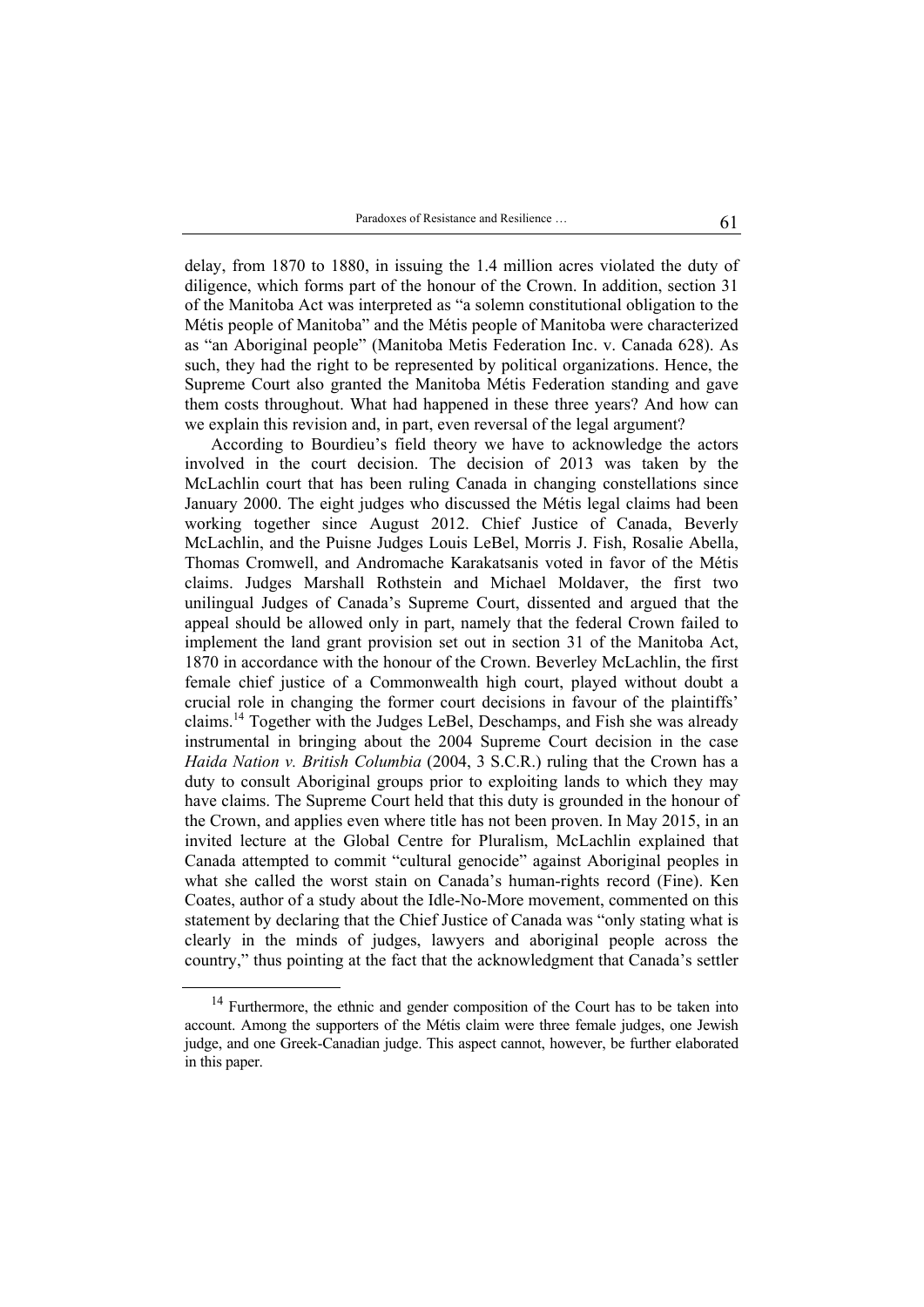delay, from 1870 to 1880, in issuing the 1.4 million acres violated the duty of diligence, which forms part of the honour of the Crown. In addition, section 31 of the Manitoba Act was interpreted as "a solemn constitutional obligation to the Métis people of Manitoba" and the Métis people of Manitoba were characterized as "an Aboriginal people" (Manitoba Metis Federation Inc. v. Canada 628). As such, they had the right to be represented by political organizations. Hence, the Supreme Court also granted the Manitoba Métis Federation standing and gave them costs throughout. What had happened in these three years? And how can we explain this revision and, in part, even reversal of the legal argument?

According to Bourdieu's field theory we have to acknowledge the actors involved in the court decision. The decision of 2013 was taken by the McLachlin court that has been ruling Canada in changing constellations since January 2000. The eight judges who discussed the Métis legal claims had been working together since August 2012. Chief Justice of Canada, Beverly McLachlin, and the Puisne Judges Louis LeBel, Morris J. Fish, Rosalie Abella, Thomas Cromwell, and Andromache Karakatsanis voted in favor of the Métis claims. Judges Marshall Rothstein and Michael Moldaver, the first two unilingual Judges of Canada's Supreme Court, dissented and argued that the appeal should be allowed only in part, namely that the federal Crown failed to implement the land grant provision set out in section 31 of the Manitoba Act, 1870 in accordance with the honour of the Crown. Beverley McLachlin, the first female chief justice of a Commonwealth high court, played without doubt a crucial role in changing the former court decisions in favour of the plaintiffs' claims.[14] Together with the Judges LeBel, Deschamps, and Fish she was already instrumental in bringing about the 2004 Supreme Court decision in the case *Haida Nation v. British Columbia* (2004, 3 S.C.R.) ruling that the Crown has a duty to consult Aboriginal groups prior to exploiting lands to which they may have claims. The Supreme Court held that this duty is grounded in the honour of the Crown, and applies even where title has not been proven. In May 2015, in an invited lecture at the Global Centre for Pluralism, McLachlin explained that Canada attempted to commit "cultural genocide" against Aboriginal peoples in what she called the worst stain on Canada's human-rights record (Fine). Ken Coates, author of a study about the Idle-No-More movement, commented on this statement by declaring that the Chief Justice of Canada was "only stating what is clearly in the minds of judges, lawyers and aboriginal people across the country," thus pointing at the fact that the acknowledgment that Canada's settler

[14] Furthermore, the ethnic and gender composition of the Court has to be taken into account. Among the supporters of the Métis claim were three female judges, one Jewish judge, and one Greek-Canadian judge. This aspect cannot, however, be further elaborated in this paper.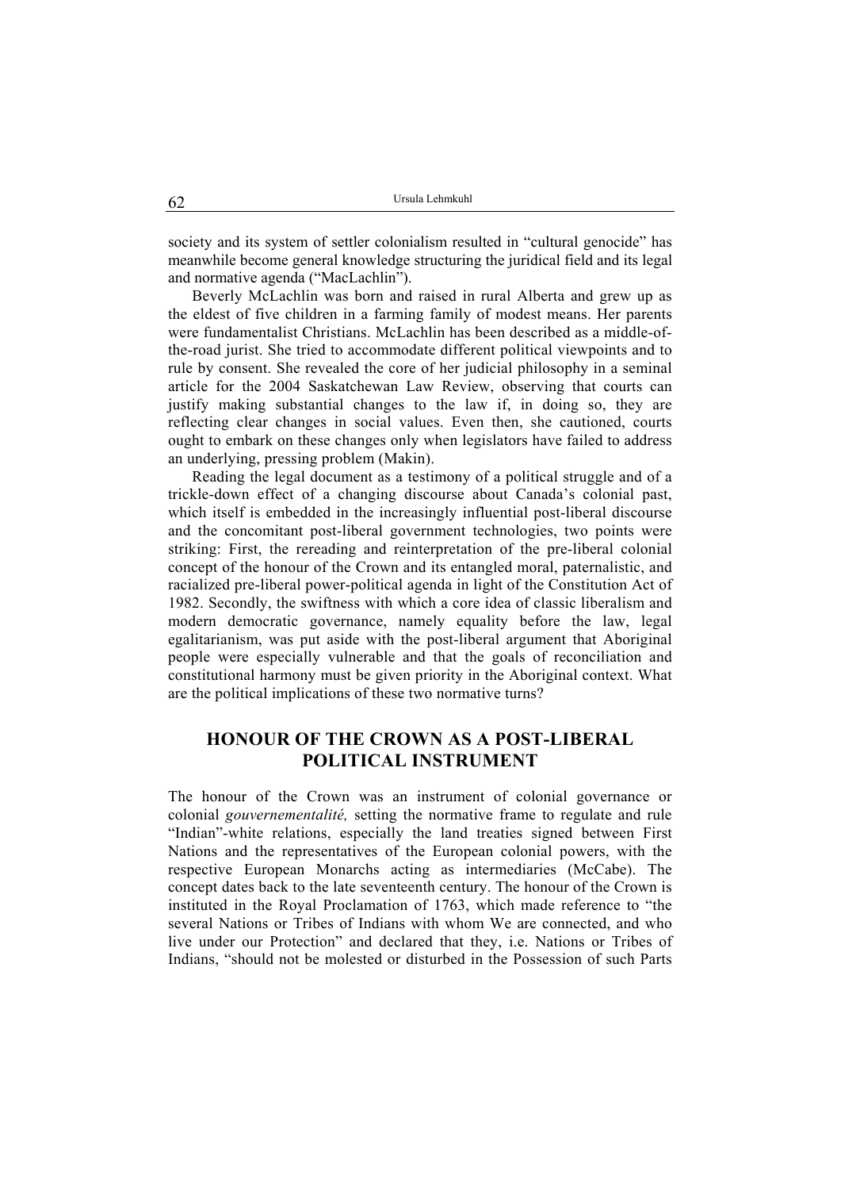society and its system of settler colonialism resulted in "cultural genocide" has meanwhile become general knowledge structuring the juridical field and its legal and normative agenda ("MacLachlin").

Beverly McLachlin was born and raised in rural Alberta and grew up as the eldest of five children in a farming family of modest means. Her parents were fundamentalist Christians. McLachlin has been described as a middle-of-the-road jurist. She tried to accommodate different political viewpoints and to rule by consent. She revealed the core of her judicial philosophy in a seminal article for the 2004 Saskatchewan Law Review, observing that courts can justify making substantial changes to the law if, in doing so, they are reflecting clear changes in social values. Even then, she cautioned, courts ought to embark on these changes only when legislators have failed to address an underlying, pressing problem (Makin).

Reading the legal document as a testimony of a political struggle and of a trickle-down effect of a changing discourse about Canada's colonial past, which itself is embedded in the increasingly influential post-liberal discourse and the concomitant post-liberal government technologies, two points were striking: First, the rereading and reinterpretation of the pre-liberal colonial concept of the honour of the Crown and its entangled moral, paternalistic, and racialized pre-liberal power-political agenda in light of the Constitution Act of 1982. Secondly, the swiftness with which a core idea of classic liberalism and modern democratic governance, namely equality before the law, legal egalitarianism, was put aside with the post-liberal argument that Aboriginal people were especially vulnerable and that the goals of reconciliation and constitutional harmony must be given priority in the Aboriginal context. What are the political implications of these two normative turns?

## HONOUR OF THE CROWN AS A POST-LIBERAL POLITICAL INSTRUMENT

The honour of the Crown was an instrument of colonial governance or colonial *gouvernementalité,* setting the normative frame to regulate and rule "Indian"-white relations, especially the land treaties signed between First Nations and the representatives of the European colonial powers, with the respective European Monarchs acting as intermediaries (McCabe). The concept dates back to the late seventeenth century. The honour of the Crown is instituted in the Royal Proclamation of 1763, which made reference to "the several Nations or Tribes of Indians with whom We are connected, and who live under our Protection" and declared that they, i.e. Nations or Tribes of Indians, "should not be molested or disturbed in the Possession of such Parts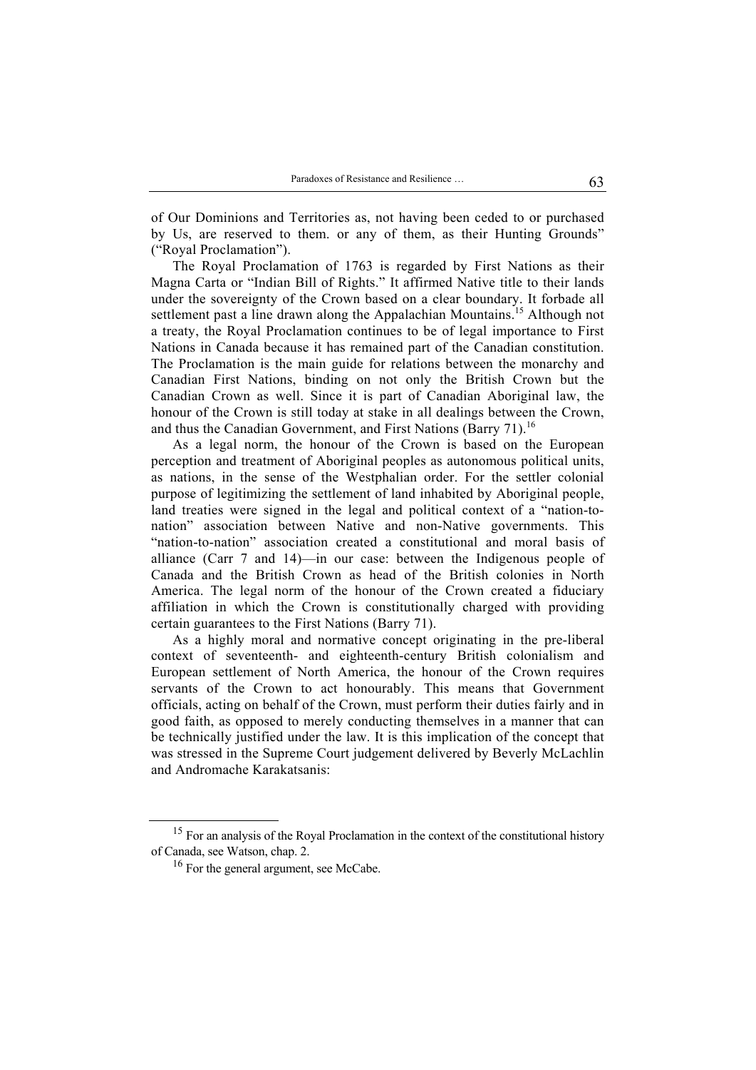of Our Dominions and Territories as, not having been ceded to or purchased by Us, are reserved to them. or any of them, as their Hunting Grounds" ("Royal Proclamation").

The Royal Proclamation of 1763 is regarded by First Nations as their Magna Carta or "Indian Bill of Rights." It affirmed Native title to their lands under the sovereignty of the Crown based on a clear boundary. It forbade all settlement past a line drawn along the Appalachian Mountains.[15] Although not a treaty, the Royal Proclamation continues to be of legal importance to First Nations in Canada because it has remained part of the Canadian constitution. The Proclamation is the main guide for relations between the monarchy and Canadian First Nations, binding on not only the British Crown but the Canadian Crown as well. Since it is part of Canadian Aboriginal law, the honour of the Crown is still today at stake in all dealings between the Crown, and thus the Canadian Government, and First Nations (Barry 71).[16]

As a legal norm, the honour of the Crown is based on the European perception and treatment of Aboriginal peoples as autonomous political units, as nations, in the sense of the Westphalian order. For the settler colonial purpose of legitimizing the settlement of land inhabited by Aboriginal people, land treaties were signed in the legal and political context of a "nation-to-nation" association between Native and non-Native governments. This "nation-to-nation" association created a constitutional and moral basis of alliance (Carr 7 and 14)—in our case: between the Indigenous people of Canada and the British Crown as head of the British colonies in North America. The legal norm of the honour of the Crown created a fiduciary affiliation in which the Crown is constitutionally charged with providing certain guarantees to the First Nations (Barry 71).

As a highly moral and normative concept originating in the pre-liberal context of seventeenth- and eighteenth-century British colonialism and European settlement of North America, the honour of the Crown requires servants of the Crown to act honourably. This means that Government officials, acting on behalf of the Crown, must perform their duties fairly and in good faith, as opposed to merely conducting themselves in a manner that can be technically justified under the law. It is this implication of the concept that was stressed in the Supreme Court judgement delivered by Beverly McLachlin and Andromache Karakatsanis:

---

[15] For an analysis of the Royal Proclamation in the context of the constitutional history of Canada, see Watson, chap. 2.

[16] For the general argument, see McCabe.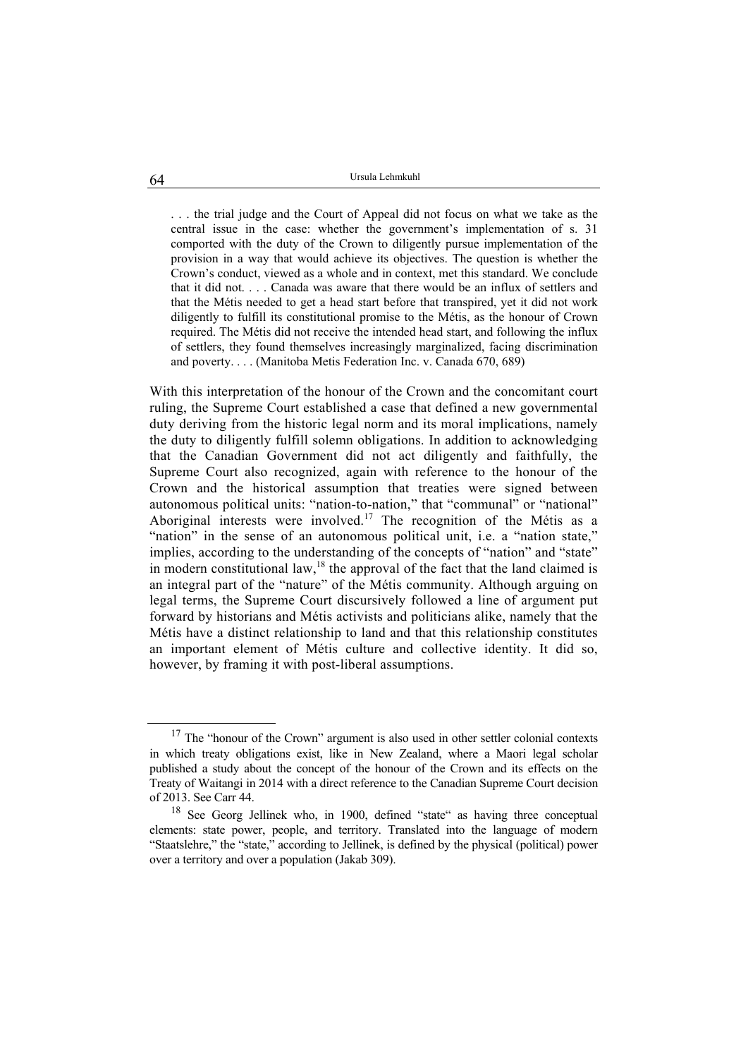> . . . the trial judge and the Court of Appeal did not focus on what we take as the central issue in the case: whether the government's implementation of s. 31 comported with the duty of the Crown to diligently pursue implementation of the provision in a way that would achieve its objectives. The question is whether the Crown's conduct, viewed as a whole and in context, met this standard. We conclude that it did not. . . . Canada was aware that there would be an influx of settlers and that the Métis needed to get a head start before that transpired, yet it did not work diligently to fulfill its constitutional promise to the Métis, as the honour of Crown required. The Métis did not receive the intended head start, and following the influx of settlers, they found themselves increasingly marginalized, facing discrimination and poverty. . . . (Manitoba Metis Federation Inc. v. Canada 670, 689)

With this interpretation of the honour of the Crown and the concomitant court ruling, the Supreme Court established a case that defined a new governmental duty deriving from the historic legal norm and its moral implications, namely the duty to diligently fulfill solemn obligations. In addition to acknowledging that the Canadian Government did not act diligently and faithfully, the Supreme Court also recognized, again with reference to the honour of the Crown and the historical assumption that treaties were signed between autonomous political units: "nation-to-nation," that "communal" or "national" Aboriginal interests were involved.[17] The recognition of the Métis as a "nation" in the sense of an autonomous political unit, i.e. a "nation state," implies, according to the understanding of the concepts of "nation" and "state" in modern constitutional law,[18] the approval of the fact that the land claimed is an integral part of the "nature" of the Métis community. Although arguing on legal terms, the Supreme Court discursively followed a line of argument put forward by historians and Métis activists and politicians alike, namely that the Métis have a distinct relationship to land and that this relationship constitutes an important element of Métis culture and collective identity. It did so, however, by framing it with post-liberal assumptions.

---

[17] The "honour of the Crown" argument is also used in other settler colonial contexts in which treaty obligations exist, like in New Zealand, where a Maori legal scholar published a study about the concept of the honour of the Crown and its effects on the Treaty of Waitangi in 2014 with a direct reference to the Canadian Supreme Court decision of 2013. See Carr 44.

[18] See Georg Jellinek who, in 1900, defined "state" as having three conceptual elements: state power, people, and territory. Translated into the language of modern "Staatslehre," the "state," according to Jellinek, is defined by the physical (political) power over a territory and over a population (Jakab 309).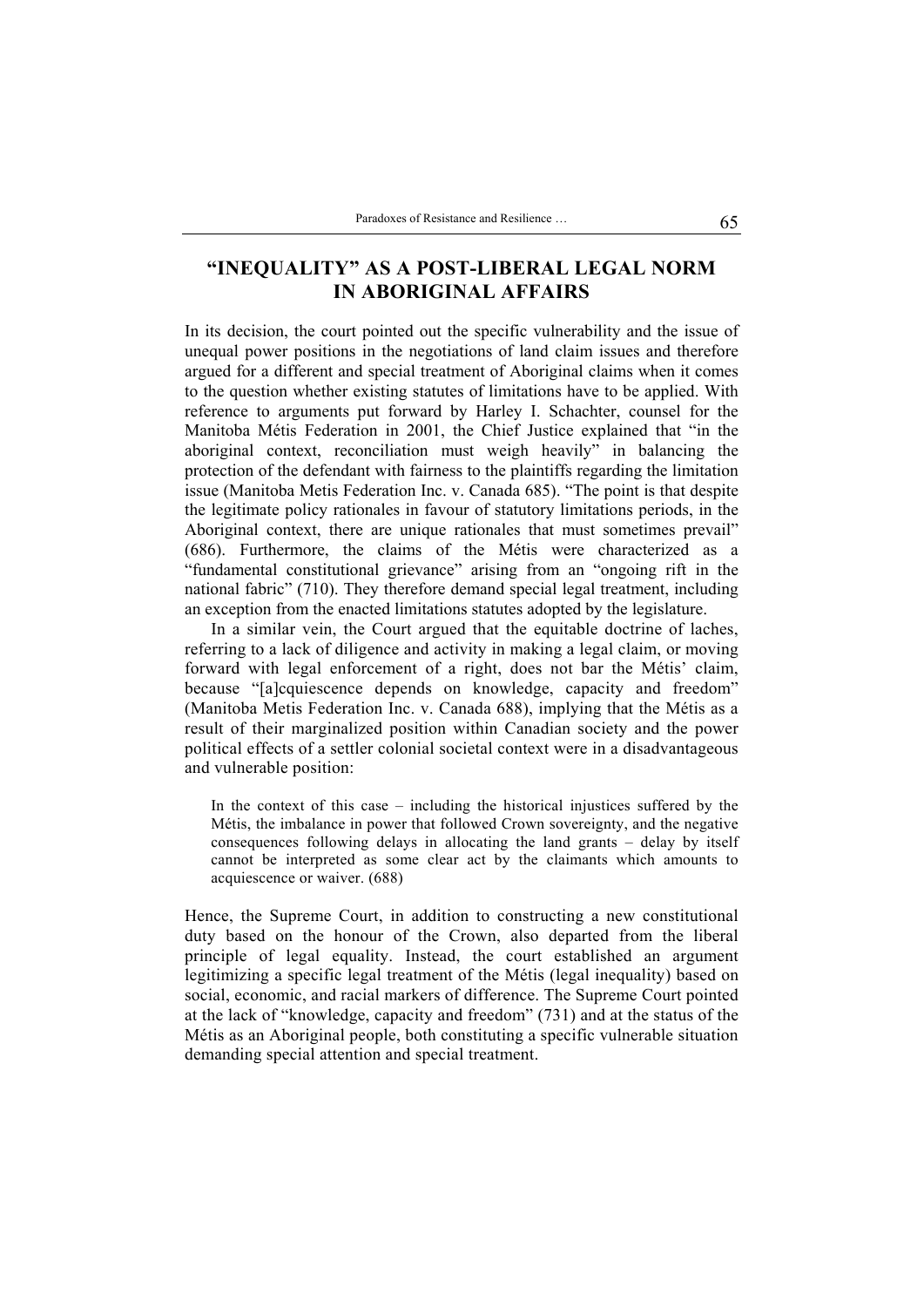## "INEQUALITY" AS A POST-LIBERAL LEGAL NORM IN ABORIGINAL AFFAIRS

In its decision, the court pointed out the specific vulnerability and the issue of unequal power positions in the negotiations of land claim issues and therefore argued for a different and special treatment of Aboriginal claims when it comes to the question whether existing statutes of limitations have to be applied. With reference to arguments put forward by Harley I. Schachter, counsel for the Manitoba Métis Federation in 2001, the Chief Justice explained that "in the aboriginal context, reconciliation must weigh heavily" in balancing the protection of the defendant with fairness to the plaintiffs regarding the limitation issue (Manitoba Metis Federation Inc. v. Canada 685). "The point is that despite the legitimate policy rationales in favour of statutory limitations periods, in the Aboriginal context, there are unique rationales that must sometimes prevail" (686). Furthermore, the claims of the Métis were characterized as a "fundamental constitutional grievance" arising from an "ongoing rift in the national fabric" (710). They therefore demand special legal treatment, including an exception from the enacted limitations statutes adopted by the legislature.

In a similar vein, the Court argued that the equitable doctrine of laches, referring to a lack of diligence and activity in making a legal claim, or moving forward with legal enforcement of a right, does not bar the Métis' claim, because "[a]cquiescence depends on knowledge, capacity and freedom" (Manitoba Metis Federation Inc. v. Canada 688), implying that the Métis as a result of their marginalized position within Canadian society and the power political effects of a settler colonial societal context were in a disadvantageous and vulnerable position:

> In the context of this case – including the historical injustices suffered by the Métis, the imbalance in power that followed Crown sovereignty, and the negative consequences following delays in allocating the land grants – delay by itself cannot be interpreted as some clear act by the claimants which amounts to acquiescence or waiver. (688)

Hence, the Supreme Court, in addition to constructing a new constitutional duty based on the honour of the Crown, also departed from the liberal principle of legal equality. Instead, the court established an argument legitimizing a specific legal treatment of the Métis (legal inequality) based on social, economic, and racial markers of difference. The Supreme Court pointed at the lack of "knowledge, capacity and freedom" (731) and at the status of the Métis as an Aboriginal people, both constituting a specific vulnerable situation demanding special attention and special treatment.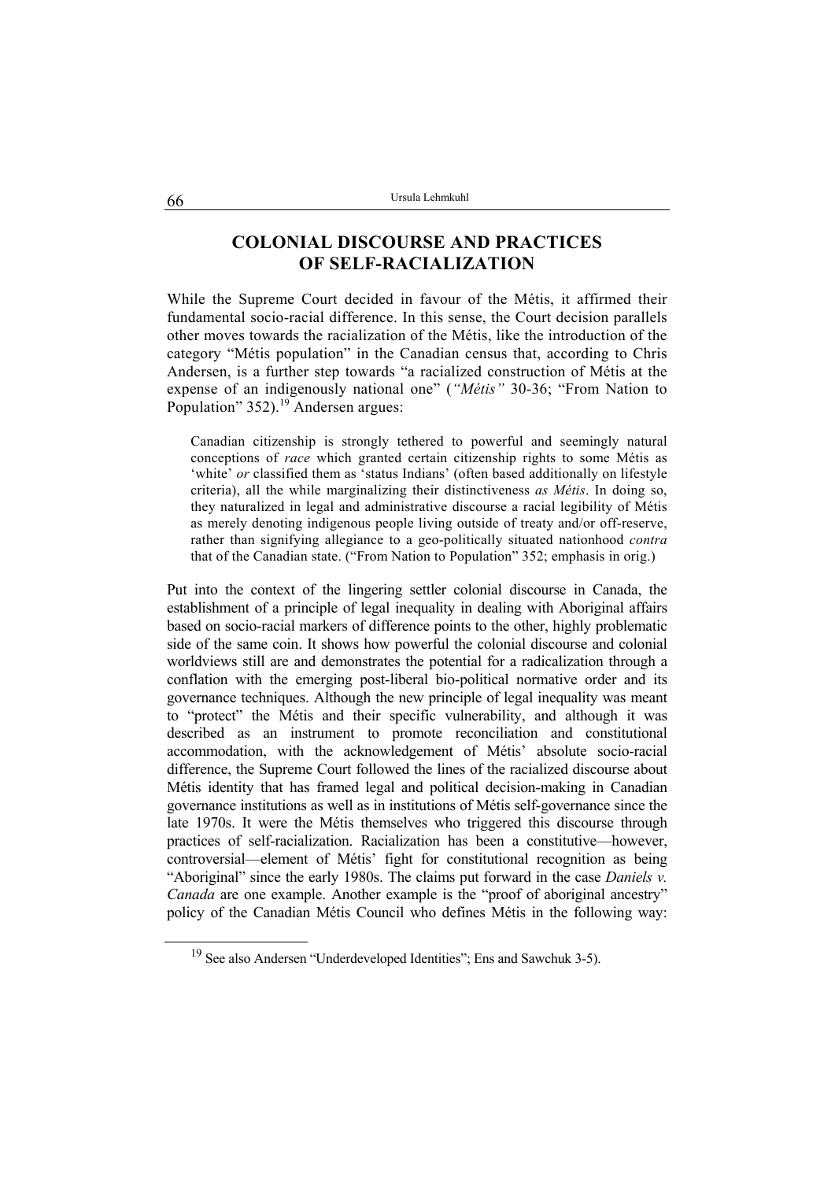## COLONIAL DISCOURSE AND PRACTICES OF SELF-RACIALIZATION

While the Supreme Court decided in favour of the Métis, it affirmed their fundamental socio-racial difference. In this sense, the Court decision parallels other moves towards the racialization of the Métis, like the introduction of the category "Métis population" in the Canadian census that, according to Chris Andersen, is a further step towards "a racialized construction of Métis at the expense of an indigenously national one" (*"Métis"* 30-36; "From Nation to Population" 352).[19] Andersen argues:

> Canadian citizenship is strongly tethered to powerful and seemingly natural conceptions of *race* which granted certain citizenship rights to some Métis as 'white' *or* classified them as 'status Indians' (often based additionally on lifestyle criteria), all the while marginalizing their distinctiveness *as Métis*. In doing so, they naturalized in legal and administrative discourse a racial legibility of Métis as merely denoting indigenous people living outside of treaty and/or off-reserve, rather than signifying allegiance to a geo-politically situated nationhood *contra* that of the Canadian state. ("From Nation to Population" 352; emphasis in orig.)

Put into the context of the lingering settler colonial discourse in Canada, the establishment of a principle of legal inequality in dealing with Aboriginal affairs based on socio-racial markers of difference points to the other, highly problematic side of the same coin. It shows how powerful the colonial discourse and colonial worldviews still are and demonstrates the potential for a radicalization through a conflation with the emerging post-liberal bio-political normative order and its governance techniques. Although the new principle of legal inequality was meant to "protect" the Métis and their specific vulnerability, and although it was described as an instrument to promote reconciliation and constitutional accommodation, with the acknowledgement of Métis' absolute socio-racial difference, the Supreme Court followed the lines of the racialized discourse about Métis identity that has framed legal and political decision-making in Canadian governance institutions as well as in institutions of Métis self-governance since the late 1970s. It were the Métis themselves who triggered this discourse through practices of self-racialization. Racialization has been a constitutive—however, controversial—element of Métis' fight for constitutional recognition as being "Aboriginal" since the early 1980s. The claims put forward in the case *Daniels v. Canada* are one example. Another example is the "proof of aboriginal ancestry" policy of the Canadian Métis Council who defines Métis in the following way:

[19] See also Andersen "Underdeveloped Identities"; Ens and Sawchuk 3-5).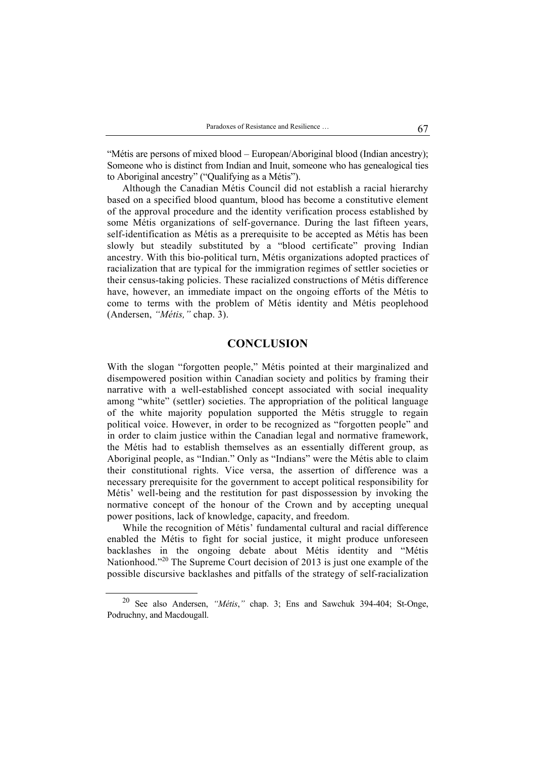"Métis are persons of mixed blood – European/Aboriginal blood (Indian ancestry); Someone who is distinct from Indian and Inuit, someone who has genealogical ties to Aboriginal ancestry" ("Qualifying as a Métis").

Although the Canadian Métis Council did not establish a racial hierarchy based on a specified blood quantum, blood has become a constitutive element of the approval procedure and the identity verification process established by some Métis organizations of self-governance. During the last fifteen years, self-identification as Métis as a prerequisite to be accepted as Métis has been slowly but steadily substituted by a "blood certificate" proving Indian ancestry. With this bio-political turn, Métis organizations adopted practices of racialization that are typical for the immigration regimes of settler societies or their census-taking policies. These racialized constructions of Métis difference have, however, an immediate impact on the ongoing efforts of the Métis to come to terms with the problem of Métis identity and Métis peoplehood (Andersen, *"Métis,"* chap. 3).

## CONCLUSION

With the slogan "forgotten people," Métis pointed at their marginalized and disempowered position within Canadian society and politics by framing their narrative with a well-established concept associated with social inequality among "white" (settler) societies. The appropriation of the political language of the white majority population supported the Métis struggle to regain political voice. However, in order to be recognized as "forgotten people" and in order to claim justice within the Canadian legal and normative framework, the Métis had to establish themselves as an essentially different group, as Aboriginal people, as "Indian." Only as "Indians" were the Métis able to claim their constitutional rights. Vice versa, the assertion of difference was a necessary prerequisite for the government to accept political responsibility for Métis' well-being and the restitution for past dispossession by invoking the normative concept of the honour of the Crown and by accepting unequal power positions, lack of knowledge, capacity, and freedom.

While the recognition of Métis' fundamental cultural and racial difference enabled the Métis to fight for social justice, it might produce unforeseen backlashes in the ongoing debate about Métis identity and "Métis Nationhood."[20] The Supreme Court decision of 2013 is just one example of the possible discursive backlashes and pitfalls of the strategy of self-racialization

[20] See also Andersen, *"Métis,"* chap. 3; Ens and Sawchuk 394-404; St-Onge, Podruchny, and Macdougall.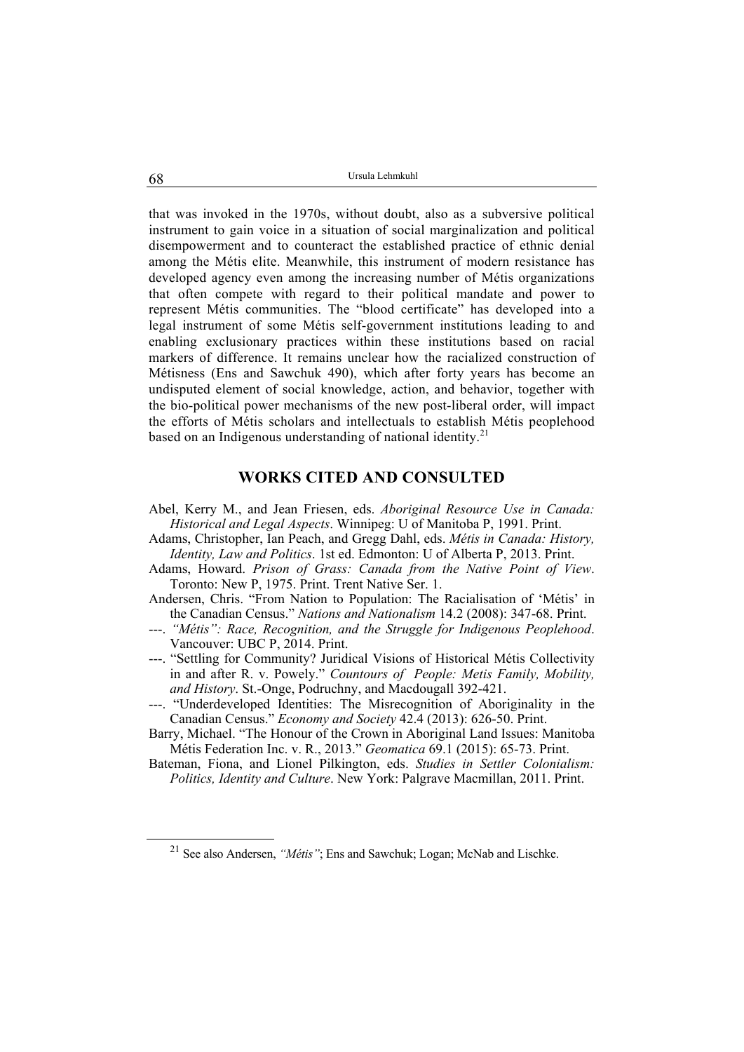that was invoked in the 1970s, without doubt, also as a subversive political instrument to gain voice in a situation of social marginalization and political disempowerment and to counteract the established practice of ethnic denial among the Métis elite. Meanwhile, this instrument of modern resistance has developed agency even among the increasing number of Métis organizations that often compete with regard to their political mandate and power to represent Métis communities. The "blood certificate" has developed into a legal instrument of some Métis self-government institutions leading to and enabling exclusionary practices within these institutions based on racial markers of difference. It remains unclear how the racialized construction of Métisness (Ens and Sawchuk 490), which after forty years has become an undisputed element of social knowledge, action, and behavior, together with the bio-political power mechanisms of the new post-liberal order, will impact the efforts of Métis scholars and intellectuals to establish Métis peoplehood based on an Indigenous understanding of national identity.[21]

## WORKS CITED AND CONSULTED

Abel, Kerry M., and Jean Friesen, eds. *Aboriginal Resource Use in Canada: Historical and Legal Aspects*. Winnipeg: U of Manitoba P, 1991. Print.

Adams, Christopher, Ian Peach, and Gregg Dahl, eds. *Métis in Canada: History, Identity, Law and Politics*. 1st ed. Edmonton: U of Alberta P, 2013. Print.

Adams, Howard. *Prison of Grass: Canada from the Native Point of View*. Toronto: New P, 1975. Print. Trent Native Ser. 1.

Andersen, Chris. "From Nation to Population: The Racialisation of 'Métis' in the Canadian Census." *Nations and Nationalism* 14.2 (2008): 347-68. Print.

---. *"Métis": Race, Recognition, and the Struggle for Indigenous Peoplehood*. Vancouver: UBC P, 2014. Print.

---. "Settling for Community? Juridical Visions of Historical Métis Collectivity in and after R. v. Powely." *Countours of People: Metis Family, Mobility, and History*. St.-Onge, Podruchny, and Macdougall 392-421.

---. "Underdeveloped Identities: The Misrecognition of Aboriginality in the Canadian Census." *Economy and Society* 42.4 (2013): 626-50. Print.

Barry, Michael. "The Honour of the Crown in Aboriginal Land Issues: Manitoba Métis Federation Inc. v. R., 2013." *Geomatica* 69.1 (2015): 65-73. Print.

Bateman, Fiona, and Lionel Pilkington, eds. *Studies in Settler Colonialism: Politics, Identity and Culture*. New York: Palgrave Macmillan, 2011. Print.

[21] See also Andersen, *"Métis"*; Ens and Sawchuk; Logan; McNab and Lischke.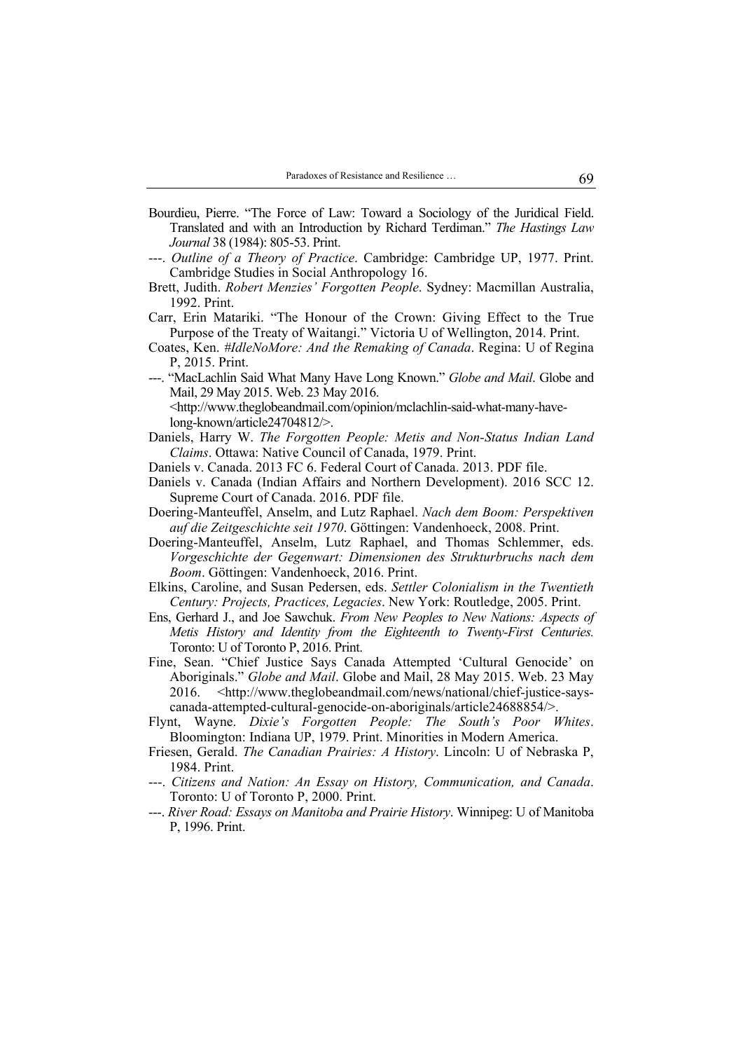Bourdieu, Pierre. "The Force of Law: Toward a Sociology of the Juridical Field. Translated and with an Introduction by Richard Terdiman." *The Hastings Law Journal* 38 (1984): 805-53. Print.

---. *Outline of a Theory of Practice*. Cambridge: Cambridge UP, 1977. Print. Cambridge Studies in Social Anthropology 16.

Brett, Judith. *Robert Menzies' Forgotten People*. Sydney: Macmillan Australia, 1992. Print.

Carr, Erin Matariki. "The Honour of the Crown: Giving Effect to the True Purpose of the Treaty of Waitangi." Victoria U of Wellington, 2014. Print.

Coates, Ken. *#IdleNoMore: And the Remaking of Canada*. Regina: U of Regina P, 2015. Print.

---. "MacLachlin Said What Many Have Long Known." *Globe and Mail*. Globe and Mail, 29 May 2015. Web. 23 May 2016. <http://www.theglobeandmail.com/opinion/mclachlin-said-what-many-have-long-known/article24704812/>.

Daniels, Harry W. *The Forgotten People: Metis and Non-Status Indian Land Claims*. Ottawa: Native Council of Canada, 1979. Print.

Daniels v. Canada. 2013 FC 6. Federal Court of Canada. 2013. PDF file.

Daniels v. Canada (Indian Affairs and Northern Development). 2016 SCC 12. Supreme Court of Canada. 2016. PDF file.

Doering-Manteuffel, Anselm, and Lutz Raphael. *Nach dem Boom: Perspektiven auf die Zeitgeschichte seit 1970*. Göttingen: Vandenhoeck, 2008. Print.

Doering-Manteuffel, Anselm, Lutz Raphael, and Thomas Schlemmer, eds. *Vorgeschichte der Gegenwart: Dimensionen des Strukturbruchs nach dem Boom*. Göttingen: Vandenhoeck, 2016. Print.

Elkins, Caroline, and Susan Pedersen, eds. *Settler Colonialism in the Twentieth Century: Projects, Practices, Legacies*. New York: Routledge, 2005. Print.

Ens, Gerhard J., and Joe Sawchuk. *From New Peoples to New Nations: Aspects of Metis History and Identity from the Eighteenth to Twenty-First Centuries.* Toronto: U of Toronto P, 2016. Print.

Fine, Sean. "Chief Justice Says Canada Attempted 'Cultural Genocide' on Aboriginals." *Globe and Mail*. Globe and Mail, 28 May 2015. Web. 23 May 2016. <http://www.theglobeandmail.com/news/national/chief-justice-says-canada-attempted-cultural-genocide-on-aboriginals/article24688854/>.

Flynt, Wayne. *Dixie's Forgotten People: The South's Poor Whites*. Bloomington: Indiana UP, 1979. Print. Minorities in Modern America.

Friesen, Gerald. *The Canadian Prairies: A History*. Lincoln: U of Nebraska P, 1984. Print.

---. *Citizens and Nation: An Essay on History, Communication, and Canada*. Toronto: U of Toronto P, 2000. Print.

---. *River Road: Essays on Manitoba and Prairie History*. Winnipeg: U of Manitoba P, 1996. Print.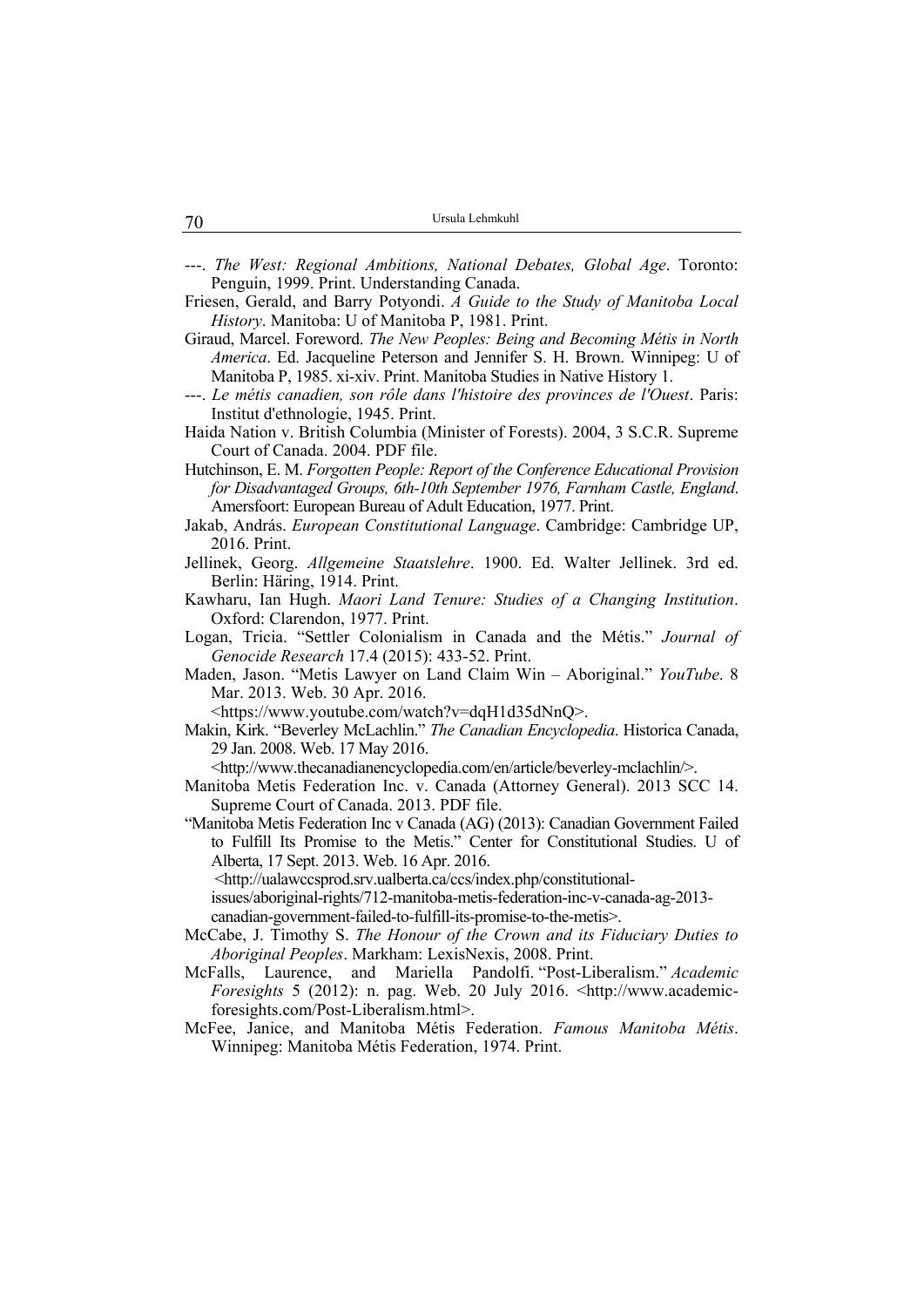---. *The West: Regional Ambitions, National Debates, Global Age*. Toronto: Penguin, 1999. Print. Understanding Canada.

Friesen, Gerald, and Barry Potyondi. *A Guide to the Study of Manitoba Local History*. Manitoba: U of Manitoba P, 1981. Print.

Giraud, Marcel. Foreword. *The New Peoples: Being and Becoming Métis in North America*. Ed. Jacqueline Peterson and Jennifer S. H. Brown. Winnipeg: U of Manitoba P, 1985. xi-xiv. Print. Manitoba Studies in Native History 1.

---. *Le métis canadien, son rôle dans l'histoire des provinces de l'Ouest*. Paris: Institut d'ethnologie, 1945. Print.

Haida Nation v. British Columbia (Minister of Forests). 2004, 3 S.C.R. Supreme Court of Canada. 2004. PDF file.

Hutchinson, E. M. *Forgotten People: Report of the Conference Educational Provision for Disadvantaged Groups, 6th-10th September 1976, Farnham Castle, England*. Amersfoort: European Bureau of Adult Education, 1977. Print.

Jakab, András. *European Constitutional Language*. Cambridge: Cambridge UP, 2016. Print.

Jellinek, Georg. *Allgemeine Staatslehre*. 1900. Ed. Walter Jellinek. 3rd ed. Berlin: Häring, 1914. Print.

Kawharu, Ian Hugh. *Maori Land Tenure: Studies of a Changing Institution*. Oxford: Clarendon, 1977. Print.

Logan, Tricia. "Settler Colonialism in Canada and the Métis." *Journal of Genocide Research* 17.4 (2015): 433-52. Print.

Maden, Jason. "Metis Lawyer on Land Claim Win – Aboriginal." *YouTube*. 8 Mar. 2013. Web. 30 Apr. 2016. <https://www.youtube.com/watch?v=dqH1d35dNnQ>.

Makin, Kirk. "Beverley McLachlin." *The Canadian Encyclopedia*. Historica Canada, 29 Jan. 2008. Web. 17 May 2016. <http://www.thecanadianencyclopedia.com/en/article/beverley-mclachlin/>.

Manitoba Metis Federation Inc. v. Canada (Attorney General). 2013 SCC 14. Supreme Court of Canada. 2013. PDF file.

"Manitoba Metis Federation Inc v Canada (AG) (2013): Canadian Government Failed to Fulfill Its Promise to the Metis." Center for Constitutional Studies. U of Alberta, 17 Sept. 2013. Web. 16 Apr. 2016. <http://ualawccsprod.srv.ualberta.ca/ccs/index.php/constitutional-issues/aboriginal-rights/712-manitoba-metis-federation-inc-v-canada-ag-2013-canadian-government-failed-to-fulfill-its-promise-to-the-metis>.

McCabe, J. Timothy S. *The Honour of the Crown and its Fiduciary Duties to Aboriginal Peoples*. Markham: LexisNexis, 2008. Print.

McFalls, Laurence, and Mariella Pandolfi. "Post-Liberalism." *Academic Foresights* 5 (2012): n. pag. Web. 20 July 2016. <http://www.academic-foresights.com/Post-Liberalism.html>.

McFee, Janice, and Manitoba Métis Federation. *Famous Manitoba Métis*. Winnipeg: Manitoba Métis Federation, 1974. Print.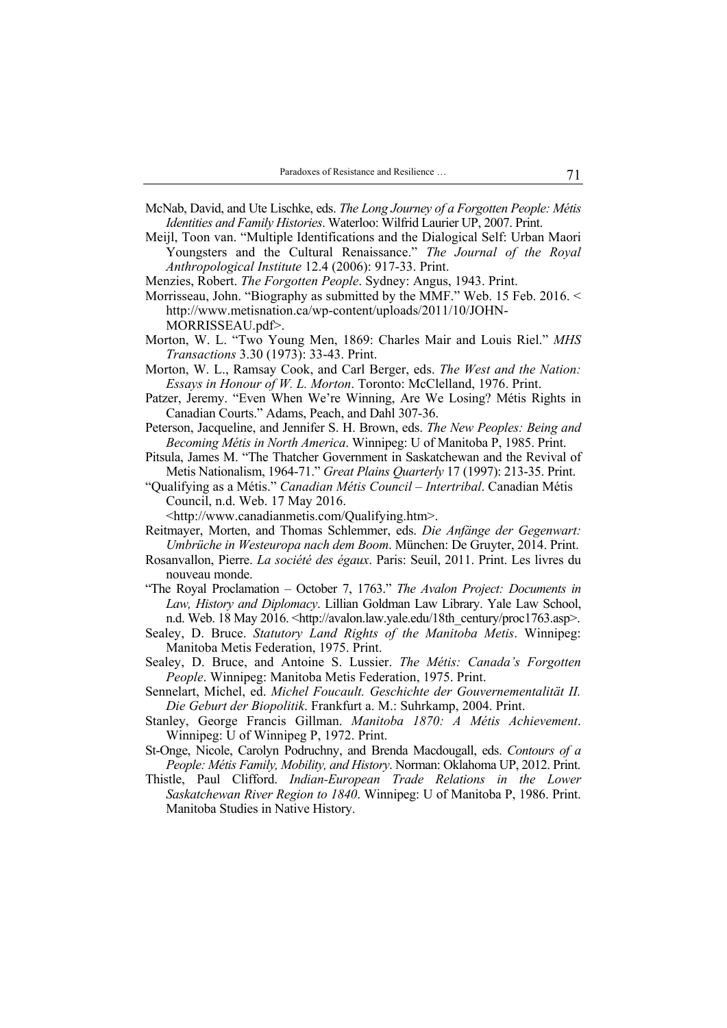McNab, David, and Ute Lischke, eds. *The Long Journey of a Forgotten People: Métis Identities and Family Histories*. Waterloo: Wilfrid Laurier UP, 2007. Print.

Meijl, Toon van. "Multiple Identifications and the Dialogical Self: Urban Maori Youngsters and the Cultural Renaissance." *The Journal of the Royal Anthropological Institute* 12.4 (2006): 917-33. Print.

Menzies, Robert. *The Forgotten People*. Sydney: Angus, 1943. Print.

Morrisseau, John. "Biography as submitted by the MMF." Web. 15 Feb. 2016. < http://www.metisnation.ca/wp-content/uploads/2011/10/JOHN-MORRISSEAU.pdf>.

Morton, W. L. "Two Young Men, 1869: Charles Mair and Louis Riel." *MHS Transactions* 3.30 (1973): 33-43. Print.

Morton, W. L., Ramsay Cook, and Carl Berger, eds. *The West and the Nation: Essays in Honour of W. L. Morton*. Toronto: McClelland, 1976. Print.

Patzer, Jeremy. "Even When We're Winning, Are We Losing? Métis Rights in Canadian Courts." Adams, Peach, and Dahl 307-36.

Peterson, Jacqueline, and Jennifer S. H. Brown, eds. *The New Peoples: Being and Becoming Métis in North America*. Winnipeg: U of Manitoba P, 1985. Print.

Pitsula, James M. "The Thatcher Government in Saskatchewan and the Revival of Metis Nationalism, 1964-71." *Great Plains Quarterly* 17 (1997): 213-35. Print.

"Qualifying as a Métis." *Canadian Métis Council – Intertribal*. Canadian Métis Council, n.d. Web. 17 May 2016. <http://www.canadianmetis.com/Qualifying.htm>.

Reitmayer, Morten, and Thomas Schlemmer, eds. *Die Anfänge der Gegenwart: Umbrüche in Westeuropa nach dem Boom*. München: De Gruyter, 2014. Print.

Rosanvallon, Pierre. *La société des égaux*. Paris: Seuil, 2011. Print. Les livres du nouveau monde.

"The Royal Proclamation – October 7, 1763." *The Avalon Project: Documents in Law, History and Diplomacy*. Lillian Goldman Law Library. Yale Law School, n.d. Web. 18 May 2016. <http://avalon.law.yale.edu/18th_century/proc1763.asp>.

Sealey, D. Bruce. *Statutory Land Rights of the Manitoba Metis*. Winnipeg: Manitoba Metis Federation, 1975. Print.

Sealey, D. Bruce, and Antoine S. Lussier. *The Métis: Canada's Forgotten People*. Winnipeg: Manitoba Metis Federation, 1975. Print.

Sennelart, Michel, ed. *Michel Foucault. Geschichte der Gouvernementalität II. Die Geburt der Biopolitik*. Frankfurt a. M.: Suhrkamp, 2004. Print.

Stanley, George Francis Gillman. *Manitoba 1870: A Métis Achievement*. Winnipeg: U of Winnipeg P, 1972. Print.

St-Onge, Nicole, Carolyn Podruchny, and Brenda Macdougall, eds. *Contours of a People: Métis Family, Mobility, and History*. Norman: Oklahoma UP, 2012. Print.

Thistle, Paul Clifford. *Indian-European Trade Relations in the Lower Saskatchewan River Region to 1840*. Winnipeg: U of Manitoba P, 1986. Print. Manitoba Studies in Native History.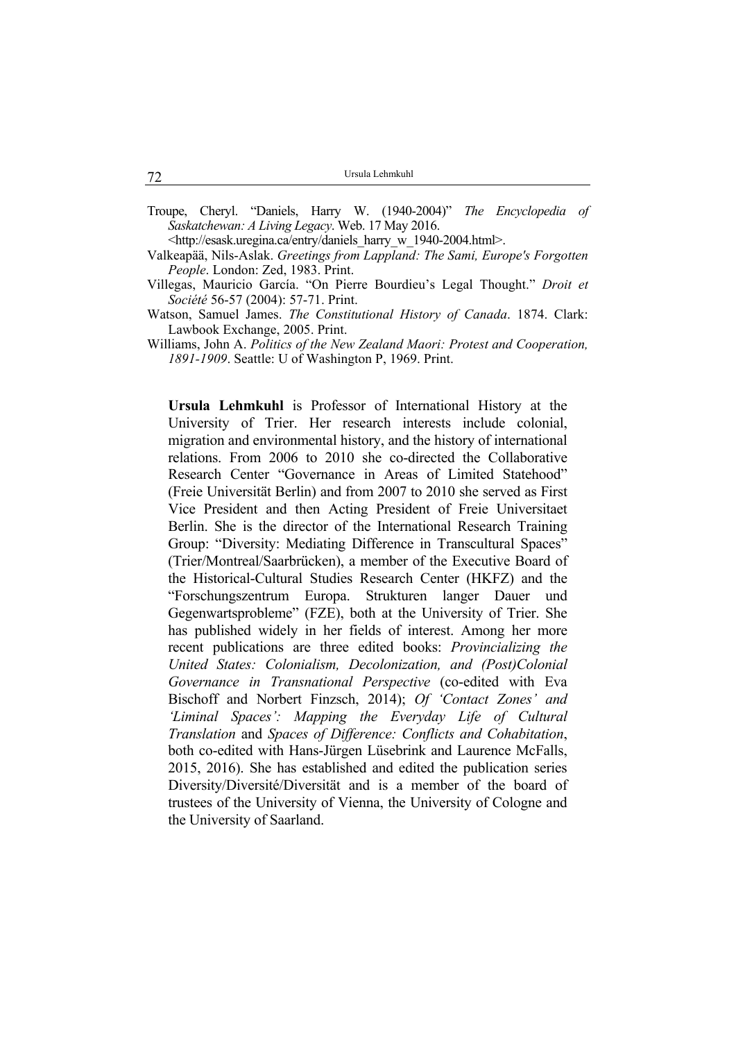Troupe, Cheryl. "Daniels, Harry W. (1940-2004)" *The Encyclopedia of Saskatchewan: A Living Legacy*. Web. 17 May 2016. <http://esask.uregina.ca/entry/daniels_harry_w_1940-2004.html>.

Valkeapää, Nils-Aslak. *Greetings from Lappland: The Sami, Europe's Forgotten People*. London: Zed, 1983. Print.

Villegas, Mauricio García. "On Pierre Bourdieu's Legal Thought." *Droit et Société* 56-57 (2004): 57-71. Print.

Watson, Samuel James. *The Constitutional History of Canada*. 1874. Clark: Lawbook Exchange, 2005. Print.

Williams, John A. *Politics of the New Zealand Maori: Protest and Cooperation, 1891-1909*. Seattle: U of Washington P, 1969. Print.

**Ursula Lehmkuhl** is Professor of International History at the University of Trier. Her research interests include colonial, migration and environmental history, and the history of international relations. From 2006 to 2010 she co-directed the Collaborative Research Center "Governance in Areas of Limited Statehood" (Freie Universität Berlin) and from 2007 to 2010 she served as First Vice President and then Acting President of Freie Universitaet Berlin. She is the director of the International Research Training Group: "Diversity: Mediating Difference in Transcultural Spaces" (Trier/Montreal/Saarbrücken), a member of the Executive Board of the Historical-Cultural Studies Research Center (HKFZ) and the "Forschungszentrum Europa. Strukturen langer Dauer und Gegenwartsprobleme" (FZE), both at the University of Trier. She has published widely in her fields of interest. Among her more recent publications are three edited books: *Provincializing the United States: Colonialism, Decolonization, and (Post)Colonial Governance in Transnational Perspective* (co-edited with Eva Bischoff and Norbert Finzsch, 2014); *Of 'Contact Zones' and 'Liminal Spaces': Mapping the Everyday Life of Cultural Translation* and *Spaces of Difference: Conflicts and Cohabitation*, both co-edited with Hans-Jürgen Lüsebrink and Laurence McFalls, 2015, 2016). She has established and edited the publication series Diversity/Diversité/Diversität and is a member of the board of trustees of the University of Vienna, the University of Cologne and the University of Saarland.